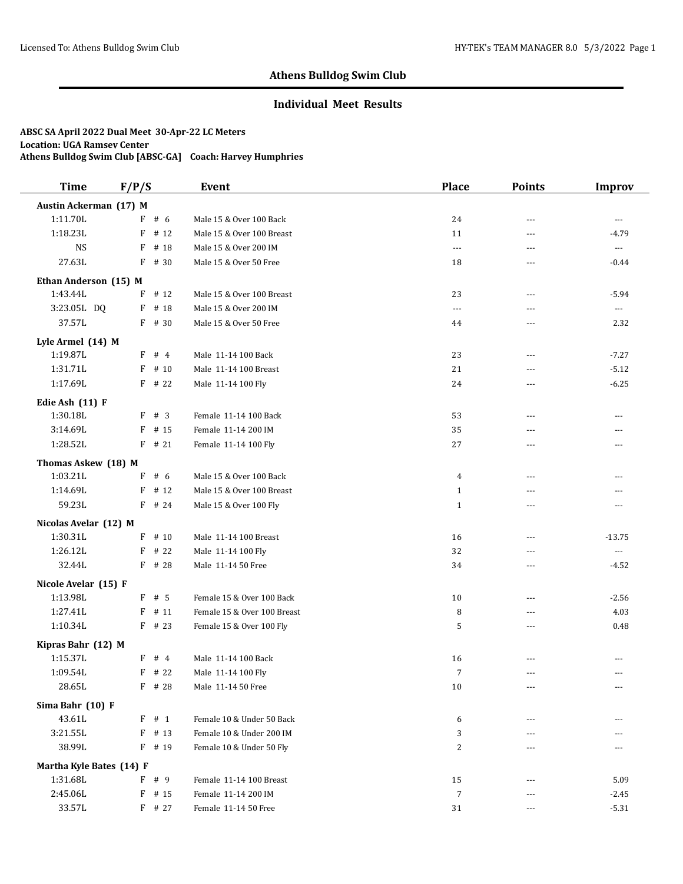## Athens Bulldog Swim Club

### Individual Meet Results

**ABSC SA April 2022 Dual Meet 30-Apr-22 LC Meters**
**Location: UGA Ramsey Center**
**Athens Bulldog Swim Club [ABSC-GA] Coach: Harvey Humphries**

| Time | F/P/S | Event | Place | Points | Improv |
|---|---|---|---|---|---|
| **Austin Ackerman (17) M** | | | | | |
| 1:11.70L | F # 6 | Male 15 & Over 100 Back | 24 | --- | --- |
| 1:18.23L | F # 12 | Male 15 & Over 100 Breast | 11 | --- | -4.79 |
| NS | F # 18 | Male 15 & Over 200 IM | --- | --- | --- |
| 27.63L | F # 30 | Male 15 & Over 50 Free | 18 | --- | -0.44 |
| **Ethan Anderson (15) M** | | | | | |
| 1:43.44L | F # 12 | Male 15 & Over 100 Breast | 23 | --- | -5.94 |
| 3:23.05L DQ | F # 18 | Male 15 & Over 200 IM | --- | --- | --- |
| 37.57L | F # 30 | Male 15 & Over 50 Free | 44 | --- | 2.32 |
| **Lyle Armel (14) M** | | | | | |
| 1:19.87L | F # 4 | Male 11-14 100 Back | 23 | --- | -7.27 |
| 1:31.71L | F # 10 | Male 11-14 100 Breast | 21 | --- | -5.12 |
| 1:17.69L | F # 22 | Male 11-14 100 Fly | 24 | --- | -6.25 |
| **Edie Ash (11) F** | | | | | |
| 1:30.18L | F # 3 | Female 11-14 100 Back | 53 | --- | --- |
| 3:14.69L | F # 15 | Female 11-14 200 IM | 35 | --- | --- |
| 1:28.52L | F # 21 | Female 11-14 100 Fly | 27 | --- | --- |
| **Thomas Askew (18) M** | | | | | |
| 1:03.21L | F # 6 | Male 15 & Over 100 Back | 4 | --- | --- |
| 1:14.69L | F # 12 | Male 15 & Over 100 Breast | 1 | --- | --- |
| 59.23L | F # 24 | Male 15 & Over 100 Fly | 1 | --- | --- |
| **Nicolas Avelar (12) M** | | | | | |
| 1:30.31L | F # 10 | Male 11-14 100 Breast | 16 | --- | -13.75 |
| 1:26.12L | F # 22 | Male 11-14 100 Fly | 32 | --- | --- |
| 32.44L | F # 28 | Male 11-14 50 Free | 34 | --- | -4.52 |
| **Nicole Avelar (15) F** | | | | | |
| 1:13.98L | F # 5 | Female 15 & Over 100 Back | 10 | --- | -2.56 |
| 1:27.41L | F # 11 | Female 15 & Over 100 Breast | 8 | --- | 4.03 |
| 1:10.34L | F # 23 | Female 15 & Over 100 Fly | 5 | --- | 0.48 |
| **Kipras Bahr (12) M** | | | | | |
| 1:15.37L | F # 4 | Male 11-14 100 Back | 16 | --- | --- |
| 1:09.54L | F # 22 | Male 11-14 100 Fly | 7 | --- | --- |
| 28.65L | F # 28 | Male 11-14 50 Free | 10 | --- | --- |
| **Sima Bahr (10) F** | | | | | |
| 43.61L | F # 1 | Female 10 & Under 50 Back | 6 | --- | --- |
| 3:21.55L | F # 13 | Female 10 & Under 200 IM | 3 | --- | --- |
| 38.99L | F # 19 | Female 10 & Under 50 Fly | 2 | --- | --- |
| **Martha Kyle Bates (14) F** | | | | | |
| 1:31.68L | F # 9 | Female 11-14 100 Breast | 15 | --- | 5.09 |
| 2:45.06L | F # 15 | Female 11-14 200 IM | 7 | --- | -2.45 |
| 33.57L | F # 27 | Female 11-14 50 Free | 31 | --- | -5.31 |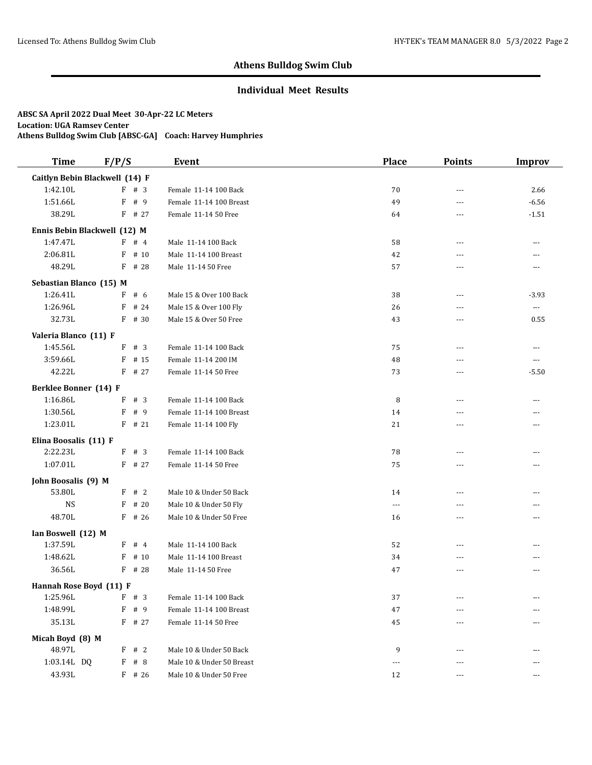# Athens Bulldog Swim Club

## Individual Meet Results

**ABSC SA April 2022 Dual Meet 30-Apr-22 LC Meters**
**Location: UGA Ramsey Center**
**Athens Bulldog Swim Club [ABSC-GA] Coach: Harvey Humphries**

| Time | F/P/S | Event | Place | Points | Improv |
|---|---|---|---|---|---|
| **Caitlyn Bebin Blackwell (14) F** | | | | | |
| 1:42.10L | F # 3 | Female 11-14 100 Back | 70 | --- | 2.66 |
| 1:51.66L | F # 9 | Female 11-14 100 Breast | 49 | --- | -6.56 |
| 38.29L | F # 27 | Female 11-14 50 Free | 64 | --- | -1.51 |
| **Ennis Bebin Blackwell (12) M** | | | | | |
| 1:47.47L | F # 4 | Male 11-14 100 Back | 58 | --- | --- |
| 2:06.81L | F # 10 | Male 11-14 100 Breast | 42 | --- | --- |
| 48.29L | F # 28 | Male 11-14 50 Free | 57 | --- | --- |
| **Sebastian Blanco (15) M** | | | | | |
| 1:26.41L | F # 6 | Male 15 & Over 100 Back | 38 | --- | -3.93 |
| 1:26.96L | F # 24 | Male 15 & Over 100 Fly | 26 | --- | --- |
| 32.73L | F # 30 | Male 15 & Over 50 Free | 43 | --- | 0.55 |
| **Valeria Blanco (11) F** | | | | | |
| 1:45.56L | F # 3 | Female 11-14 100 Back | 75 | --- | --- |
| 3:59.66L | F # 15 | Female 11-14 200 IM | 48 | --- | --- |
| 42.22L | F # 27 | Female 11-14 50 Free | 73 | --- | -5.50 |
| **Berklee Bonner (14) F** | | | | | |
| 1:16.86L | F # 3 | Female 11-14 100 Back | 8 | --- | --- |
| 1:30.56L | F # 9 | Female 11-14 100 Breast | 14 | --- | --- |
| 1:23.01L | F # 21 | Female 11-14 100 Fly | 21 | --- | --- |
| **Elina Boosalis (11) F** | | | | | |
| 2:22.23L | F # 3 | Female 11-14 100 Back | 78 | --- | --- |
| 1:07.01L | F # 27 | Female 11-14 50 Free | 75 | --- | --- |
| **John Boosalis (9) M** | | | | | |
| 53.80L | F # 2 | Male 10 & Under 50 Back | 14 | --- | --- |
| NS | F # 20 | Male 10 & Under 50 Fly | --- | --- | --- |
| 48.70L | F # 26 | Male 10 & Under 50 Free | 16 | --- | --- |
| **Ian Boswell (12) M** | | | | | |
| 1:37.59L | F # 4 | Male 11-14 100 Back | 52 | --- | --- |
| 1:48.62L | F # 10 | Male 11-14 100 Breast | 34 | --- | --- |
| 36.56L | F # 28 | Male 11-14 50 Free | 47 | --- | --- |
| **Hannah Rose Boyd (11) F** | | | | | |
| 1:25.96L | F # 3 | Female 11-14 100 Back | 37 | --- | --- |
| 1:48.99L | F # 9 | Female 11-14 100 Breast | 47 | --- | --- |
| 35.13L | F # 27 | Female 11-14 50 Free | 45 | --- | --- |
| **Micah Boyd (8) M** | | | | | |
| 48.97L | F # 2 | Male 10 & Under 50 Back | 9 | --- | --- |
| 1:03.14L DQ | F # 8 | Male 10 & Under 50 Breast | --- | --- | --- |
| 43.93L | F # 26 | Male 10 & Under 50 Free | 12 | --- | --- |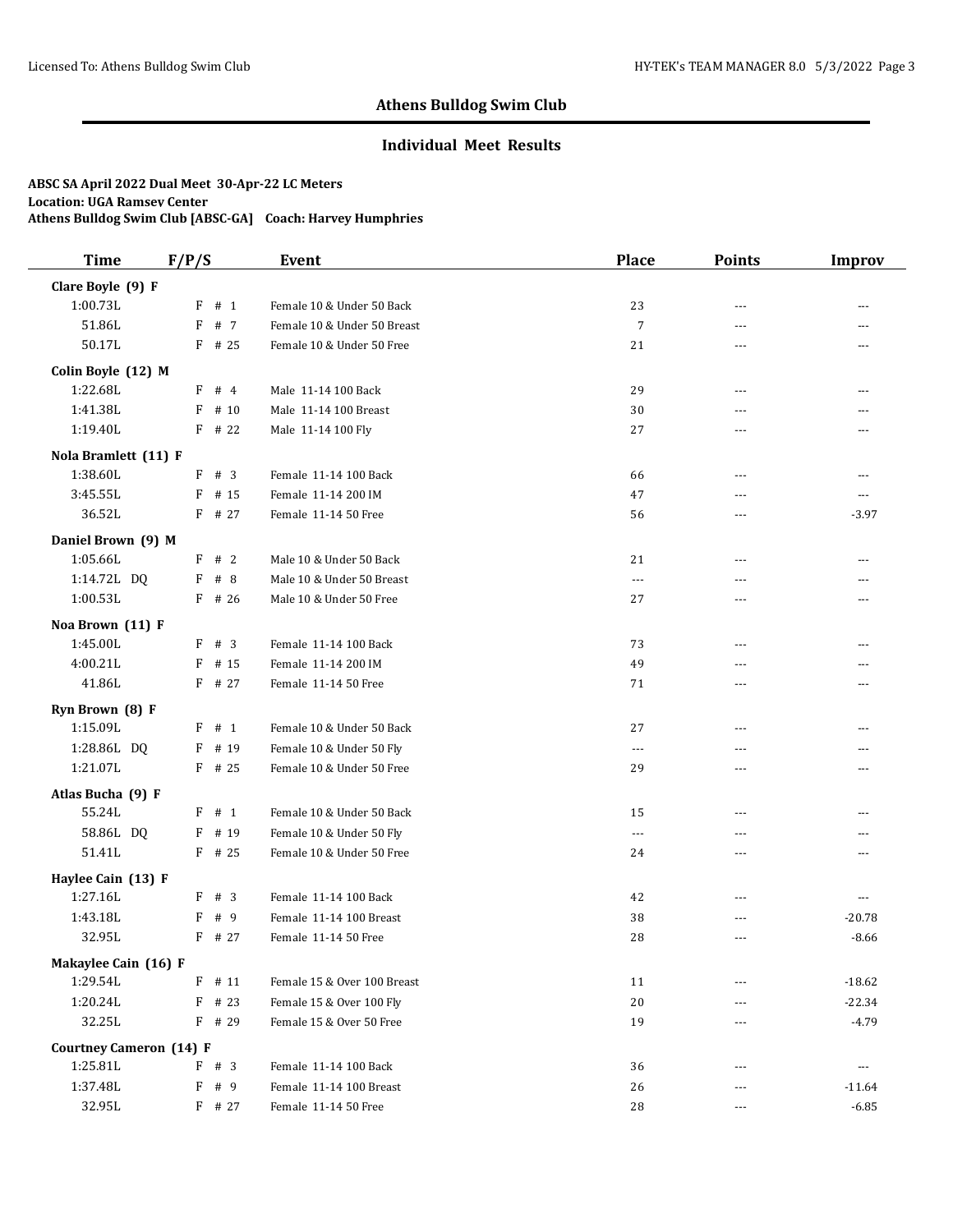## Athens Bulldog Swim Club

### Individual Meet Results

**ABSC SA April 2022 Dual Meet 30-Apr-22 LC Meters**
**Location: UGA Ramsey Center**
**Athens Bulldog Swim Club [ABSC-GA] Coach: Harvey Humphries**

| Time | F/P/S | Event | Place | Points | Improv |
|---|---|---|---|---|---|
| **Clare Boyle (9) F** | | | | | |
| 1:00.73L | F # 1 | Female 10 & Under 50 Back | 23 | --- | --- |
| 51.86L | F # 7 | Female 10 & Under 50 Breast | 7 | --- | --- |
| 50.17L | F # 25 | Female 10 & Under 50 Free | 21 | --- | --- |
| **Colin Boyle (12) M** | | | | | |
| 1:22.68L | F # 4 | Male 11-14 100 Back | 29 | --- | --- |
| 1:41.38L | F # 10 | Male 11-14 100 Breast | 30 | --- | --- |
| 1:19.40L | F # 22 | Male 11-14 100 Fly | 27 | --- | --- |
| **Nola Bramlett (11) F** | | | | | |
| 1:38.60L | F # 3 | Female 11-14 100 Back | 66 | --- | --- |
| 3:45.55L | F # 15 | Female 11-14 200 IM | 47 | --- | --- |
| 36.52L | F # 27 | Female 11-14 50 Free | 56 | --- | -3.97 |
| **Daniel Brown (9) M** | | | | | |
| 1:05.66L | F # 2 | Male 10 & Under 50 Back | 21 | --- | --- |
| 1:14.72L DQ | F # 8 | Male 10 & Under 50 Breast | --- | --- | --- |
| 1:00.53L | F # 26 | Male 10 & Under 50 Free | 27 | --- | --- |
| **Noa Brown (11) F** | | | | | |
| 1:45.00L | F # 3 | Female 11-14 100 Back | 73 | --- | --- |
| 4:00.21L | F # 15 | Female 11-14 200 IM | 49 | --- | --- |
| 41.86L | F # 27 | Female 11-14 50 Free | 71 | --- | --- |
| **Ryn Brown (8) F** | | | | | |
| 1:15.09L | F # 1 | Female 10 & Under 50 Back | 27 | --- | --- |
| 1:28.86L DQ | F # 19 | Female 10 & Under 50 Fly | --- | --- | --- |
| 1:21.07L | F # 25 | Female 10 & Under 50 Free | 29 | --- | --- |
| **Atlas Bucha (9) F** | | | | | |
| 55.24L | F # 1 | Female 10 & Under 50 Back | 15 | --- | --- |
| 58.86L DQ | F # 19 | Female 10 & Under 50 Fly | --- | --- | --- |
| 51.41L | F # 25 | Female 10 & Under 50 Free | 24 | --- | --- |
| **Haylee Cain (13) F** | | | | | |
| 1:27.16L | F # 3 | Female 11-14 100 Back | 42 | --- | --- |
| 1:43.18L | F # 9 | Female 11-14 100 Breast | 38 | --- | -20.78 |
| 32.95L | F # 27 | Female 11-14 50 Free | 28 | --- | -8.66 |
| **Makaylee Cain (16) F** | | | | | |
| 1:29.54L | F # 11 | Female 15 & Over 100 Breast | 11 | --- | -18.62 |
| 1:20.24L | F # 23 | Female 15 & Over 100 Fly | 20 | --- | -22.34 |
| 32.25L | F # 29 | Female 15 & Over 50 Free | 19 | --- | -4.79 |
| **Courtney Cameron (14) F** | | | | | |
| 1:25.81L | F # 3 | Female 11-14 100 Back | 36 | --- | --- |
| 1:37.48L | F # 9 | Female 11-14 100 Breast | 26 | --- | -11.64 |
| 32.95L | F # 27 | Female 11-14 50 Free | 28 | --- | -6.85 |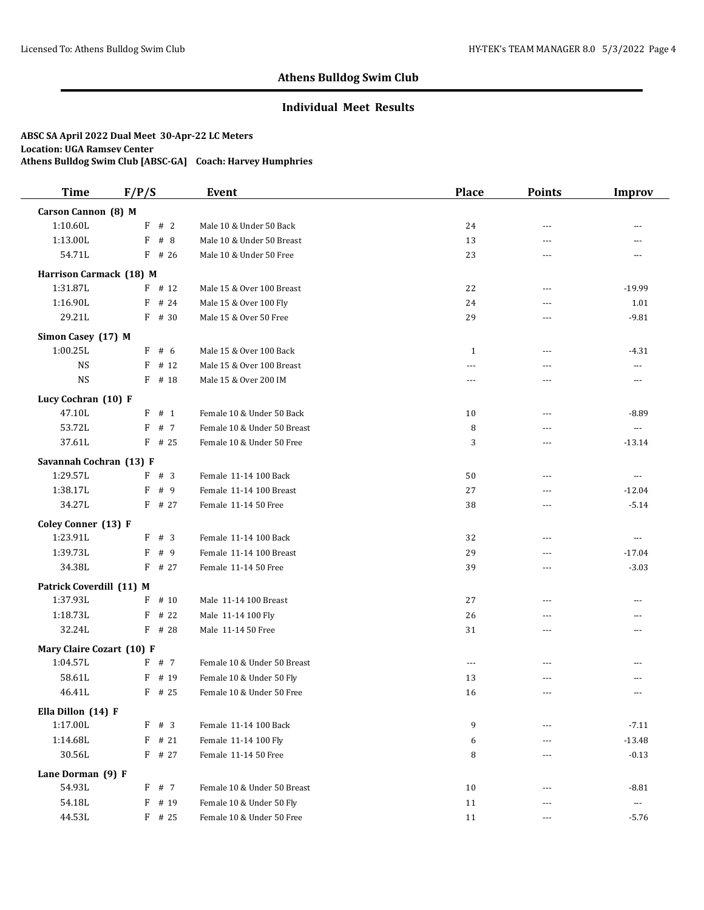## Athens Bulldog Swim Club

### Individual Meet Results

**ABSC SA April 2022 Dual Meet 30-Apr-22 LC Meters**
**Location: UGA Ramsey Center**
**Athens Bulldog Swim Club [ABSC-GA] Coach: Harvey Humphries**

| Time | F/P/S | Event | Place | Points | Improv |
|---|---|---|---|---|---|
| **Carson Cannon (8) M** | | | | | |
| 1:10.60L | F # 2 | Male 10 & Under 50 Back | 24 | --- | --- |
| 1:13.00L | F # 8 | Male 10 & Under 50 Breast | 13 | --- | --- |
| 54.71L | F # 26 | Male 10 & Under 50 Free | 23 | --- | --- |
| **Harrison Carmack (18) M** | | | | | |
| 1:31.87L | F # 12 | Male 15 & Over 100 Breast | 22 | --- | -19.99 |
| 1:16.90L | F # 24 | Male 15 & Over 100 Fly | 24 | --- | 1.01 |
| 29.21L | F # 30 | Male 15 & Over 50 Free | 29 | --- | -9.81 |
| **Simon Casey (17) M** | | | | | |
| 1:00.25L | F # 6 | Male 15 & Over 100 Back | 1 | --- | -4.31 |
| NS | F # 12 | Male 15 & Over 100 Breast | --- | --- | --- |
| NS | F # 18 | Male 15 & Over 200 IM | --- | --- | --- |
| **Lucy Cochran (10) F** | | | | | |
| 47.10L | F # 1 | Female 10 & Under 50 Back | 10 | --- | -8.89 |
| 53.72L | F # 7 | Female 10 & Under 50 Breast | 8 | --- | --- |
| 37.61L | F # 25 | Female 10 & Under 50 Free | 3 | --- | -13.14 |
| **Savannah Cochran (13) F** | | | | | |
| 1:29.57L | F # 3 | Female 11-14 100 Back | 50 | --- | --- |
| 1:38.17L | F # 9 | Female 11-14 100 Breast | 27 | --- | -12.04 |
| 34.27L | F # 27 | Female 11-14 50 Free | 38 | --- | -5.14 |
| **Coley Conner (13) F** | | | | | |
| 1:23.91L | F # 3 | Female 11-14 100 Back | 32 | --- | --- |
| 1:39.73L | F # 9 | Female 11-14 100 Breast | 29 | --- | -17.04 |
| 34.38L | F # 27 | Female 11-14 50 Free | 39 | --- | -3.03 |
| **Patrick Coverdill (11) M** | | | | | |
| 1:37.93L | F # 10 | Male 11-14 100 Breast | 27 | --- | --- |
| 1:18.73L | F # 22 | Male 11-14 100 Fly | 26 | --- | --- |
| 32.24L | F # 28 | Male 11-14 50 Free | 31 | --- | --- |
| **Mary Claire Cozart (10) F** | | | | | |
| 1:04.57L | F # 7 | Female 10 & Under 50 Breast | --- | --- | --- |
| 58.61L | F # 19 | Female 10 & Under 50 Fly | 13 | --- | --- |
| 46.41L | F # 25 | Female 10 & Under 50 Free | 16 | --- | --- |
| **Ella Dillon (14) F** | | | | | |
| 1:17.00L | F # 3 | Female 11-14 100 Back | 9 | --- | -7.11 |
| 1:14.68L | F # 21 | Female 11-14 100 Fly | 6 | --- | -13.48 |
| 30.56L | F # 27 | Female 11-14 50 Free | 8 | --- | -0.13 |
| **Lane Dorman (9) F** | | | | | |
| 54.93L | F # 7 | Female 10 & Under 50 Breast | 10 | --- | -8.81 |
| 54.18L | F # 19 | Female 10 & Under 50 Fly | 11 | --- | --- |
| 44.53L | F # 25 | Female 10 & Under 50 Free | 11 | --- | -5.76 |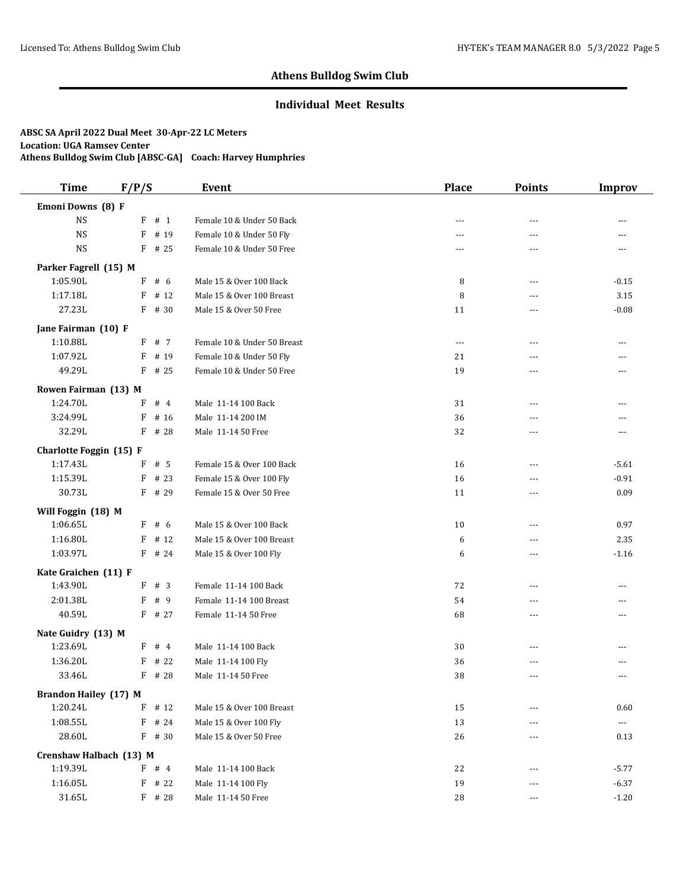## Athens Bulldog Swim Club

### Individual Meet Results

**ABSC SA April 2022 Dual Meet 30-Apr-22 LC Meters**
**Location: UGA Ramsey Center**
**Athens Bulldog Swim Club [ABSC-GA] Coach: Harvey Humphries**

| Time | F/P/S | Event | Place | Points | Improv |
|---|---|---|---|---|---|
| **Emoni Downs (8) F** | | | | | |
| NS | F # 1 | Female 10 & Under 50 Back | --- | --- | --- |
| NS | F # 19 | Female 10 & Under 50 Fly | --- | --- | --- |
| NS | F # 25 | Female 10 & Under 50 Free | --- | --- | --- |
| **Parker Fagrell (15) M** | | | | | |
| 1:05.90L | F # 6 | Male 15 & Over 100 Back | 8 | --- | -0.15 |
| 1:17.18L | F # 12 | Male 15 & Over 100 Breast | 8 | --- | 3.15 |
| 27.23L | F # 30 | Male 15 & Over 50 Free | 11 | --- | -0.08 |
| **Jane Fairman (10) F** | | | | | |
| 1:10.88L | F # 7 | Female 10 & Under 50 Breast | --- | --- | --- |
| 1:07.92L | F # 19 | Female 10 & Under 50 Fly | 21 | --- | --- |
| 49.29L | F # 25 | Female 10 & Under 50 Free | 19 | --- | --- |
| **Rowen Fairman (13) M** | | | | | |
| 1:24.70L | F # 4 | Male 11-14 100 Back | 31 | --- | --- |
| 3:24.99L | F # 16 | Male 11-14 200 IM | 36 | --- | --- |
| 32.29L | F # 28 | Male 11-14 50 Free | 32 | --- | --- |
| **Charlotte Foggin (15) F** | | | | | |
| 1:17.43L | F # 5 | Female 15 & Over 100 Back | 16 | --- | -5.61 |
| 1:15.39L | F # 23 | Female 15 & Over 100 Fly | 16 | --- | -0.91 |
| 30.73L | F # 29 | Female 15 & Over 50 Free | 11 | --- | 0.09 |
| **Will Foggin (18) M** | | | | | |
| 1:06.65L | F # 6 | Male 15 & Over 100 Back | 10 | --- | 0.97 |
| 1:16.80L | F # 12 | Male 15 & Over 100 Breast | 6 | --- | 2.35 |
| 1:03.97L | F # 24 | Male 15 & Over 100 Fly | 6 | --- | -1.16 |
| **Kate Graichen (11) F** | | | | | |
| 1:43.90L | F # 3 | Female 11-14 100 Back | 72 | --- | --- |
| 2:01.38L | F # 9 | Female 11-14 100 Breast | 54 | --- | --- |
| 40.59L | F # 27 | Female 11-14 50 Free | 68 | --- | --- |
| **Nate Guidry (13) M** | | | | | |
| 1:23.69L | F # 4 | Male 11-14 100 Back | 30 | --- | --- |
| 1:36.20L | F # 22 | Male 11-14 100 Fly | 36 | --- | --- |
| 33.46L | F # 28 | Male 11-14 50 Free | 38 | --- | --- |
| **Brandon Hailey (17) M** | | | | | |
| 1:20.24L | F # 12 | Male 15 & Over 100 Breast | 15 | --- | 0.60 |
| 1:08.55L | F # 24 | Male 15 & Over 100 Fly | 13 | --- | --- |
| 28.60L | F # 30 | Male 15 & Over 50 Free | 26 | --- | 0.13 |
| **Crenshaw Halbach (13) M** | | | | | |
| 1:19.39L | F # 4 | Male 11-14 100 Back | 22 | --- | -5.77 |
| 1:16.05L | F # 22 | Male 11-14 100 Fly | 19 | --- | -6.37 |
| 31.65L | F # 28 | Male 11-14 50 Free | 28 | --- | -1.20 |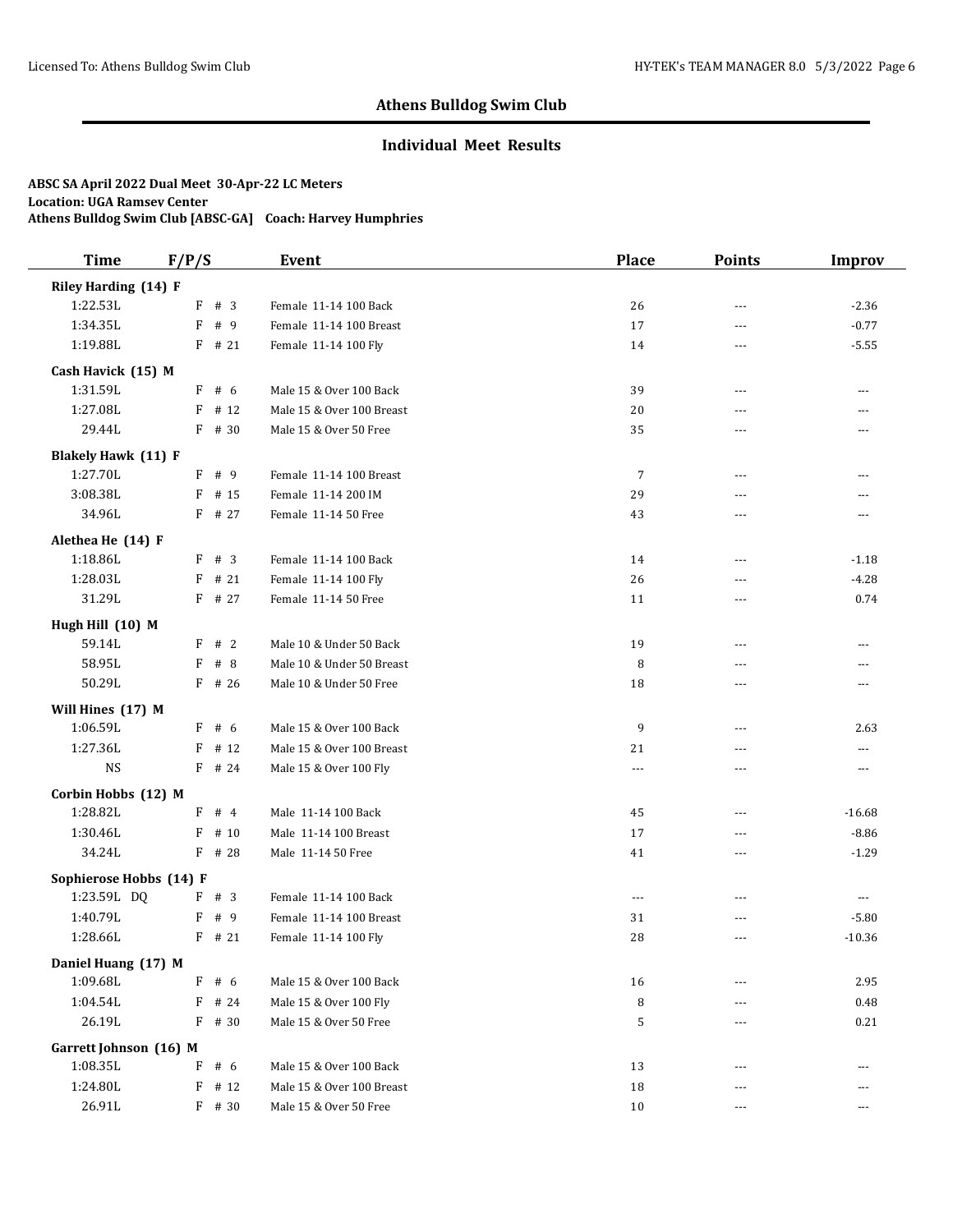## Athens Bulldog Swim Club

### Individual Meet Results

**ABSC SA April 2022 Dual Meet 30-Apr-22 LC Meters**
**Location: UGA Ramsey Center**
**Athens Bulldog Swim Club [ABSC-GA] Coach: Harvey Humphries**

| Time | F/P/S | Event | Place | Points | Improv |
|---|---|---|---|---|---|
| **Riley Harding (14) F** | | | | | |
| 1:22.53L | F # 3 | Female 11-14 100 Back | 26 | --- | -2.36 |
| 1:34.35L | F # 9 | Female 11-14 100 Breast | 17 | --- | -0.77 |
| 1:19.88L | F # 21 | Female 11-14 100 Fly | 14 | --- | -5.55 |
| **Cash Havick (15) M** | | | | | |
| 1:31.59L | F # 6 | Male 15 & Over 100 Back | 39 | --- | --- |
| 1:27.08L | F # 12 | Male 15 & Over 100 Breast | 20 | --- | --- |
| 29.44L | F # 30 | Male 15 & Over 50 Free | 35 | --- | --- |
| **Blakely Hawk (11) F** | | | | | |
| 1:27.70L | F # 9 | Female 11-14 100 Breast | 7 | --- | --- |
| 3:08.38L | F # 15 | Female 11-14 200 IM | 29 | --- | --- |
| 34.96L | F # 27 | Female 11-14 50 Free | 43 | --- | --- |
| **Alethea He (14) F** | | | | | |
| 1:18.86L | F # 3 | Female 11-14 100 Back | 14 | --- | -1.18 |
| 1:28.03L | F # 21 | Female 11-14 100 Fly | 26 | --- | -4.28 |
| 31.29L | F # 27 | Female 11-14 50 Free | 11 | --- | 0.74 |
| **Hugh Hill (10) M** | | | | | |
| 59.14L | F # 2 | Male 10 & Under 50 Back | 19 | --- | --- |
| 58.95L | F # 8 | Male 10 & Under 50 Breast | 8 | --- | --- |
| 50.29L | F # 26 | Male 10 & Under 50 Free | 18 | --- | --- |
| **Will Hines (17) M** | | | | | |
| 1:06.59L | F # 6 | Male 15 & Over 100 Back | 9 | --- | 2.63 |
| 1:27.36L | F # 12 | Male 15 & Over 100 Breast | 21 | --- | --- |
| NS | F # 24 | Male 15 & Over 100 Fly | --- | --- | --- |
| **Corbin Hobbs (12) M** | | | | | |
| 1:28.82L | F # 4 | Male 11-14 100 Back | 45 | --- | -16.68 |
| 1:30.46L | F # 10 | Male 11-14 100 Breast | 17 | --- | -8.86 |
| 34.24L | F # 28 | Male 11-14 50 Free | 41 | --- | -1.29 |
| **Sophierose Hobbs (14) F** | | | | | |
| 1:23.59L DQ | F # 3 | Female 11-14 100 Back | --- | --- | --- |
| 1:40.79L | F # 9 | Female 11-14 100 Breast | 31 | --- | -5.80 |
| 1:28.66L | F # 21 | Female 11-14 100 Fly | 28 | --- | -10.36 |
| **Daniel Huang (17) M** | | | | | |
| 1:09.68L | F # 6 | Male 15 & Over 100 Back | 16 | --- | 2.95 |
| 1:04.54L | F # 24 | Male 15 & Over 100 Fly | 8 | --- | 0.48 |
| 26.19L | F # 30 | Male 15 & Over 50 Free | 5 | --- | 0.21 |
| **Garrett Johnson (16) M** | | | | | |
| 1:08.35L | F # 6 | Male 15 & Over 100 Back | 13 | --- | --- |
| 1:24.80L | F # 12 | Male 15 & Over 100 Breast | 18 | --- | --- |
| 26.91L | F # 30 | Male 15 & Over 50 Free | 10 | --- | --- |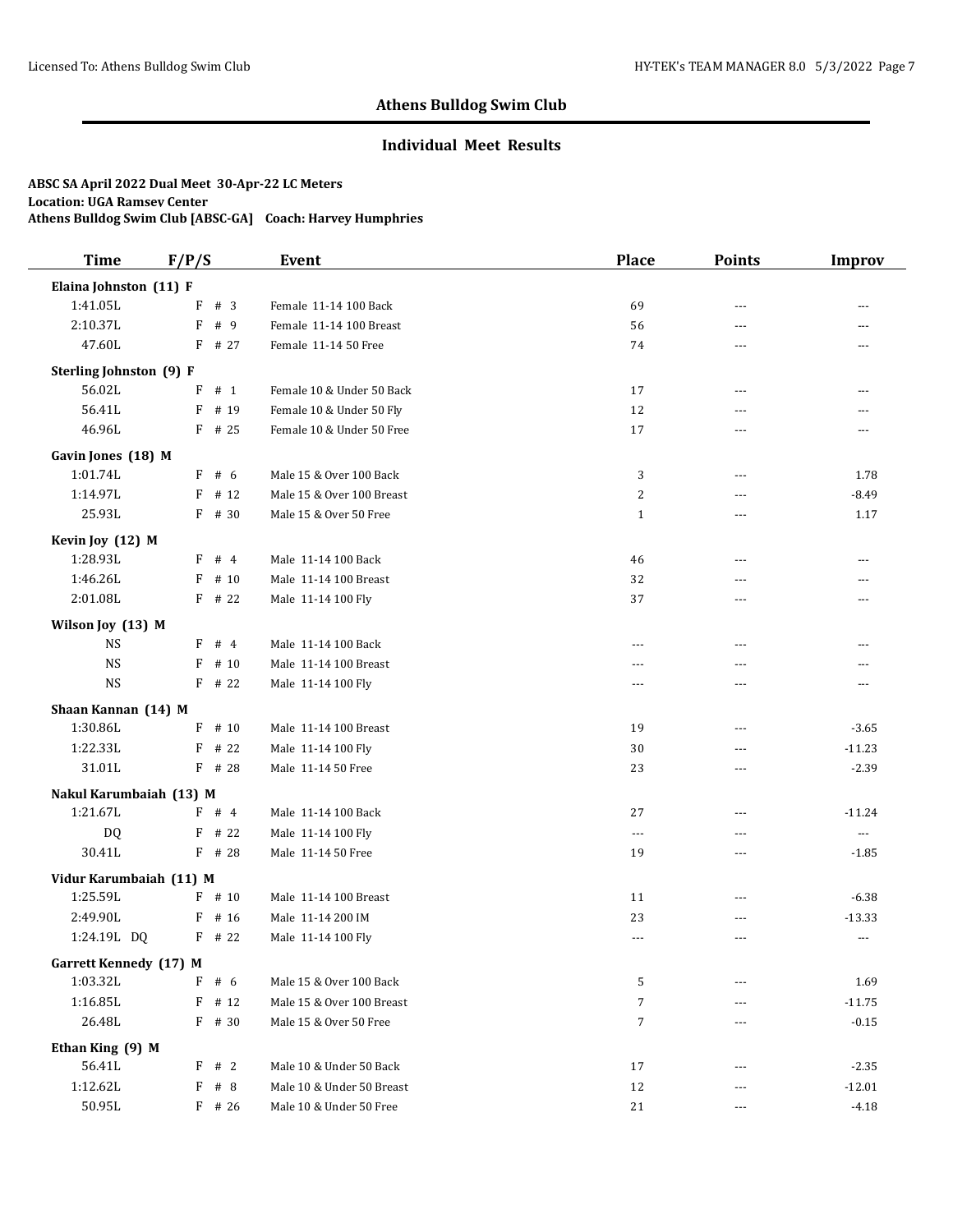## Athens Bulldog Swim Club

### Individual Meet Results

**ABSC SA April 2022 Dual Meet 30-Apr-22 LC Meters**
**Location: UGA Ramsey Center**
**Athens Bulldog Swim Club [ABSC-GA] Coach: Harvey Humphries**

| Time | F/P/S | Event | Place | Points | Improv |
|---|---|---|---|---|---|
| **Elaina Johnston (11) F** | | | | | |
| 1:41.05L | F # 3 | Female 11-14 100 Back | 69 | --- | --- |
| 2:10.37L | F # 9 | Female 11-14 100 Breast | 56 | --- | --- |
| 47.60L | F # 27 | Female 11-14 50 Free | 74 | --- | --- |
| **Sterling Johnston (9) F** | | | | | |
| 56.02L | F # 1 | Female 10 & Under 50 Back | 17 | --- | --- |
| 56.41L | F # 19 | Female 10 & Under 50 Fly | 12 | --- | --- |
| 46.96L | F # 25 | Female 10 & Under 50 Free | 17 | --- | --- |
| **Gavin Jones (18) M** | | | | | |
| 1:01.74L | F # 6 | Male 15 & Over 100 Back | 3 | --- | 1.78 |
| 1:14.97L | F # 12 | Male 15 & Over 100 Breast | 2 | --- | -8.49 |
| 25.93L | F # 30 | Male 15 & Over 50 Free | 1 | --- | 1.17 |
| **Kevin Joy (12) M** | | | | | |
| 1:28.93L | F # 4 | Male 11-14 100 Back | 46 | --- | --- |
| 1:46.26L | F # 10 | Male 11-14 100 Breast | 32 | --- | --- |
| 2:01.08L | F # 22 | Male 11-14 100 Fly | 37 | --- | --- |
| **Wilson Joy (13) M** | | | | | |
| NS | F # 4 | Male 11-14 100 Back | --- | --- | --- |
| NS | F # 10 | Male 11-14 100 Breast | --- | --- | --- |
| NS | F # 22 | Male 11-14 100 Fly | --- | --- | --- |
| **Shaan Kannan (14) M** | | | | | |
| 1:30.86L | F # 10 | Male 11-14 100 Breast | 19 | --- | -3.65 |
| 1:22.33L | F # 22 | Male 11-14 100 Fly | 30 | --- | -11.23 |
| 31.01L | F # 28 | Male 11-14 50 Free | 23 | --- | -2.39 |
| **Nakul Karumbaiah (13) M** | | | | | |
| 1:21.67L | F # 4 | Male 11-14 100 Back | 27 | --- | -11.24 |
| DQ | F # 22 | Male 11-14 100 Fly | --- | --- | --- |
| 30.41L | F # 28 | Male 11-14 50 Free | 19 | --- | -1.85 |
| **Vidur Karumbaiah (11) M** | | | | | |
| 1:25.59L | F # 10 | Male 11-14 100 Breast | 11 | --- | -6.38 |
| 2:49.90L | F # 16 | Male 11-14 200 IM | 23 | --- | -13.33 |
| 1:24.19L DQ | F # 22 | Male 11-14 100 Fly | --- | --- | --- |
| **Garrett Kennedy (17) M** | | | | | |
| 1:03.32L | F # 6 | Male 15 & Over 100 Back | 5 | --- | 1.69 |
| 1:16.85L | F # 12 | Male 15 & Over 100 Breast | 7 | --- | -11.75 |
| 26.48L | F # 30 | Male 15 & Over 50 Free | 7 | --- | -0.15 |
| **Ethan King (9) M** | | | | | |
| 56.41L | F # 2 | Male 10 & Under 50 Back | 17 | --- | -2.35 |
| 1:12.62L | F # 8 | Male 10 & Under 50 Breast | 12 | --- | -12.01 |
| 50.95L | F # 26 | Male 10 & Under 50 Free | 21 | --- | -4.18 |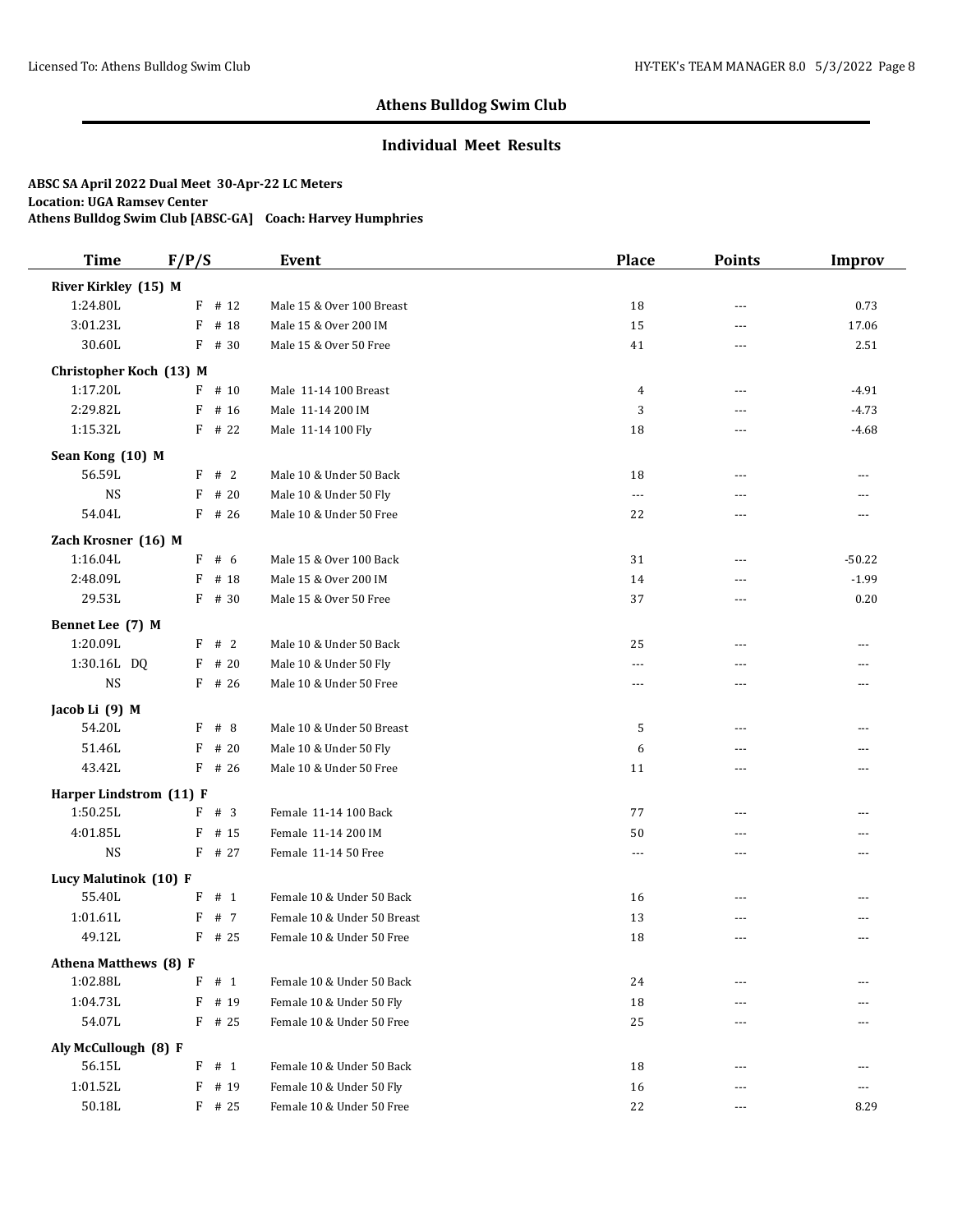## Athens Bulldog Swim Club

### Individual Meet Results

**ABSC SA April 2022 Dual Meet 30-Apr-22 LC Meters**
**Location: UGA Ramsey Center**
**Athens Bulldog Swim Club [ABSC-GA] Coach: Harvey Humphries**

| Time | F/P/S | Event | Place | Points | Improv |
|---|---|---|---|---|---|
| **River Kirkley (15) M** | | | | | |
| 1:24.80L | F # 12 | Male 15 & Over 100 Breast | 18 | --- | 0.73 |
| 3:01.23L | F # 18 | Male 15 & Over 200 IM | 15 | --- | 17.06 |
| 30.60L | F # 30 | Male 15 & Over 50 Free | 41 | --- | 2.51 |
| **Christopher Koch (13) M** | | | | | |
| 1:17.20L | F # 10 | Male 11-14 100 Breast | 4 | --- | -4.91 |
| 2:29.82L | F # 16 | Male 11-14 200 IM | 3 | --- | -4.73 |
| 1:15.32L | F # 22 | Male 11-14 100 Fly | 18 | --- | -4.68 |
| **Sean Kong (10) M** | | | | | |
| 56.59L | F # 2 | Male 10 & Under 50 Back | 18 | --- | --- |
| NS | F # 20 | Male 10 & Under 50 Fly | --- | --- | --- |
| 54.04L | F # 26 | Male 10 & Under 50 Free | 22 | --- | --- |
| **Zach Krosner (16) M** | | | | | |
| 1:16.04L | F # 6 | Male 15 & Over 100 Back | 31 | --- | -50.22 |
| 2:48.09L | F # 18 | Male 15 & Over 200 IM | 14 | --- | -1.99 |
| 29.53L | F # 30 | Male 15 & Over 50 Free | 37 | --- | 0.20 |
| **Bennet Lee (7) M** | | | | | |
| 1:20.09L | F # 2 | Male 10 & Under 50 Back | 25 | --- | --- |
| 1:30.16L DQ | F # 20 | Male 10 & Under 50 Fly | --- | --- | --- |
| NS | F # 26 | Male 10 & Under 50 Free | --- | --- | --- |
| **Jacob Li (9) M** | | | | | |
| 54.20L | F # 8 | Male 10 & Under 50 Breast | 5 | --- | --- |
| 51.46L | F # 20 | Male 10 & Under 50 Fly | 6 | --- | --- |
| 43.42L | F # 26 | Male 10 & Under 50 Free | 11 | --- | --- |
| **Harper Lindstrom (11) F** | | | | | |
| 1:50.25L | F # 3 | Female 11-14 100 Back | 77 | --- | --- |
| 4:01.85L | F # 15 | Female 11-14 200 IM | 50 | --- | --- |
| NS | F # 27 | Female 11-14 50 Free | --- | --- | --- |
| **Lucy Malutinok (10) F** | | | | | |
| 55.40L | F # 1 | Female 10 & Under 50 Back | 16 | --- | --- |
| 1:01.61L | F # 7 | Female 10 & Under 50 Breast | 13 | --- | --- |
| 49.12L | F # 25 | Female 10 & Under 50 Free | 18 | --- | --- |
| **Athena Matthews (8) F** | | | | | |
| 1:02.88L | F # 1 | Female 10 & Under 50 Back | 24 | --- | --- |
| 1:04.73L | F # 19 | Female 10 & Under 50 Fly | 18 | --- | --- |
| 54.07L | F # 25 | Female 10 & Under 50 Free | 25 | --- | --- |
| **Aly McCullough (8) F** | | | | | |
| 56.15L | F # 1 | Female 10 & Under 50 Back | 18 | --- | --- |
| 1:01.52L | F # 19 | Female 10 & Under 50 Fly | 16 | --- | --- |
| 50.18L | F # 25 | Female 10 & Under 50 Free | 22 | --- | 8.29 |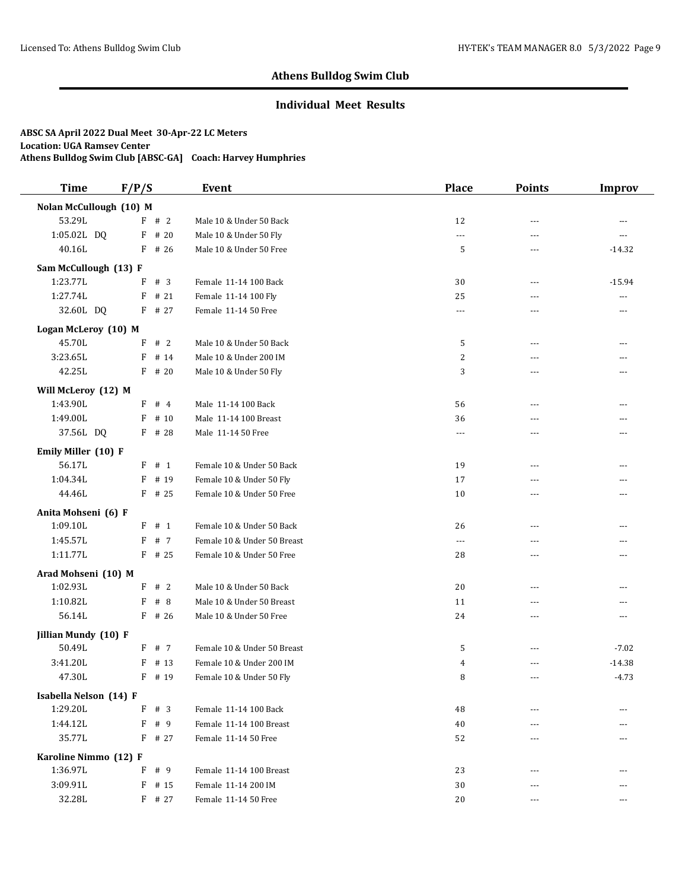## Athens Bulldog Swim Club

### Individual Meet Results

**ABSC SA April 2022 Dual Meet 30-Apr-22 LC Meters**
**Location: UGA Ramsey Center**
**Athens Bulldog Swim Club [ABSC-GA] Coach: Harvey Humphries**

| Time | F/P/S | Event | Place | Points | Improv |
|---|---|---|---|---|---|
| **Nolan McCullough (10) M** | | | | | |
| 53.29L | F # 2 | Male 10 & Under 50 Back | 12 | --- | --- |
| 1:05.02L DQ | F # 20 | Male 10 & Under 50 Fly | --- | --- | --- |
| 40.16L | F # 26 | Male 10 & Under 50 Free | 5 | --- | -14.32 |
| **Sam McCullough (13) F** | | | | | |
| 1:23.77L | F # 3 | Female 11-14 100 Back | 30 | --- | -15.94 |
| 1:27.74L | F # 21 | Female 11-14 100 Fly | 25 | --- | --- |
| 32.60L DQ | F # 27 | Female 11-14 50 Free | --- | --- | --- |
| **Logan McLeroy (10) M** | | | | | |
| 45.70L | F # 2 | Male 10 & Under 50 Back | 5 | --- | --- |
| 3:23.65L | F # 14 | Male 10 & Under 200 IM | 2 | --- | --- |
| 42.25L | F # 20 | Male 10 & Under 50 Fly | 3 | --- | --- |
| **Will McLeroy (12) M** | | | | | |
| 1:43.90L | F # 4 | Male 11-14 100 Back | 56 | --- | --- |
| 1:49.00L | F # 10 | Male 11-14 100 Breast | 36 | --- | --- |
| 37.56L DQ | F # 28 | Male 11-14 50 Free | --- | --- | --- |
| **Emily Miller (10) F** | | | | | |
| 56.17L | F # 1 | Female 10 & Under 50 Back | 19 | --- | --- |
| 1:04.34L | F # 19 | Female 10 & Under 50 Fly | 17 | --- | --- |
| 44.46L | F # 25 | Female 10 & Under 50 Free | 10 | --- | --- |
| **Anita Mohseni (6) F** | | | | | |
| 1:09.10L | F # 1 | Female 10 & Under 50 Back | 26 | --- | --- |
| 1:45.57L | F # 7 | Female 10 & Under 50 Breast | --- | --- | --- |
| 1:11.77L | F # 25 | Female 10 & Under 50 Free | 28 | --- | --- |
| **Arad Mohseni (10) M** | | | | | |
| 1:02.93L | F # 2 | Male 10 & Under 50 Back | 20 | --- | --- |
| 1:10.82L | F # 8 | Male 10 & Under 50 Breast | 11 | --- | --- |
| 56.14L | F # 26 | Male 10 & Under 50 Free | 24 | --- | --- |
| **Jillian Mundy (10) F** | | | | | |
| 50.49L | F # 7 | Female 10 & Under 50 Breast | 5 | --- | -7.02 |
| 3:41.20L | F # 13 | Female 10 & Under 200 IM | 4 | --- | -14.38 |
| 47.30L | F # 19 | Female 10 & Under 50 Fly | 8 | --- | -4.73 |
| **Isabella Nelson (14) F** | | | | | |
| 1:29.20L | F # 3 | Female 11-14 100 Back | 48 | --- | --- |
| 1:44.12L | F # 9 | Female 11-14 100 Breast | 40 | --- | --- |
| 35.77L | F # 27 | Female 11-14 50 Free | 52 | --- | --- |
| **Karoline Nimmo (12) F** | | | | | |
| 1:36.97L | F # 9 | Female 11-14 100 Breast | 23 | --- | --- |
| 3:09.91L | F # 15 | Female 11-14 200 IM | 30 | --- | --- |
| 32.28L | F # 27 | Female 11-14 50 Free | 20 | --- | --- |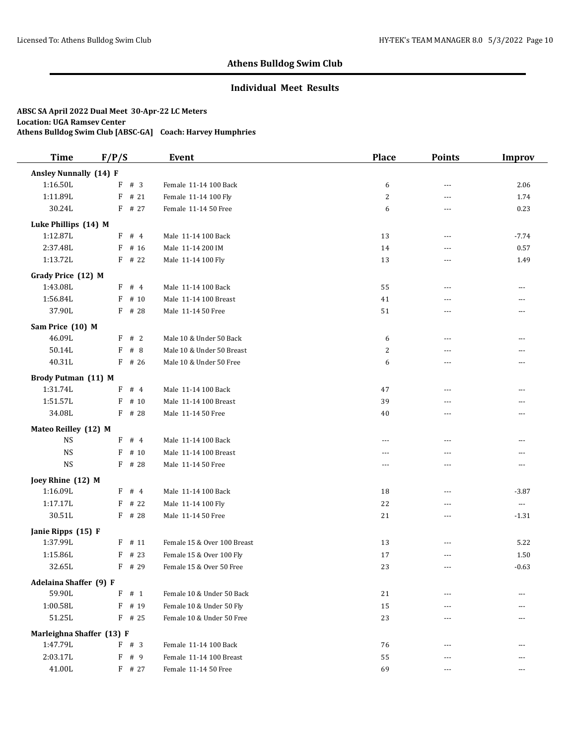# Athens Bulldog Swim Club

## Individual Meet Results

**ABSC SA April 2022 Dual Meet 30-Apr-22 LC Meters**
**Location: UGA Ramsey Center**
**Athens Bulldog Swim Club [ABSC-GA] Coach: Harvey Humphries**

| Time | F/P/S | Event | Place | Points | Improv |
|---|---|---|---|---|---|
| **Ansley Nunnally (14) F** | | | | | |
| 1:16.50L | F # 3 | Female 11-14 100 Back | 6 | --- | 2.06 |
| 1:11.89L | F # 21 | Female 11-14 100 Fly | 2 | --- | 1.74 |
| 30.24L | F # 27 | Female 11-14 50 Free | 6 | --- | 0.23 |
| **Luke Phillips (14) M** | | | | | |
| 1:12.87L | F # 4 | Male 11-14 100 Back | 13 | --- | -7.74 |
| 2:37.48L | F # 16 | Male 11-14 200 IM | 14 | --- | 0.57 |
| 1:13.72L | F # 22 | Male 11-14 100 Fly | 13 | --- | 1.49 |
| **Grady Price (12) M** | | | | | |
| 1:43.08L | F # 4 | Male 11-14 100 Back | 55 | --- | --- |
| 1:56.84L | F # 10 | Male 11-14 100 Breast | 41 | --- | --- |
| 37.90L | F # 28 | Male 11-14 50 Free | 51 | --- | --- |
| **Sam Price (10) M** | | | | | |
| 46.09L | F # 2 | Male 10 & Under 50 Back | 6 | --- | --- |
| 50.14L | F # 8 | Male 10 & Under 50 Breast | 2 | --- | --- |
| 40.31L | F # 26 | Male 10 & Under 50 Free | 6 | --- | --- |
| **Brody Putman (11) M** | | | | | |
| 1:31.74L | F # 4 | Male 11-14 100 Back | 47 | --- | --- |
| 1:51.57L | F # 10 | Male 11-14 100 Breast | 39 | --- | --- |
| 34.08L | F # 28 | Male 11-14 50 Free | 40 | --- | --- |
| **Mateo Reilley (12) M** | | | | | |
| NS | F # 4 | Male 11-14 100 Back | --- | --- | --- |
| NS | F # 10 | Male 11-14 100 Breast | --- | --- | --- |
| NS | F # 28 | Male 11-14 50 Free | --- | --- | --- |
| **Joey Rhine (12) M** | | | | | |
| 1:16.09L | F # 4 | Male 11-14 100 Back | 18 | --- | -3.87 |
| 1:17.17L | F # 22 | Male 11-14 100 Fly | 22 | --- | --- |
| 30.51L | F # 28 | Male 11-14 50 Free | 21 | --- | -1.31 |
| **Janie Ripps (15) F** | | | | | |
| 1:37.99L | F # 11 | Female 15 & Over 100 Breast | 13 | --- | 5.22 |
| 1:15.86L | F # 23 | Female 15 & Over 100 Fly | 17 | --- | 1.50 |
| 32.65L | F # 29 | Female 15 & Over 50 Free | 23 | --- | -0.63 |
| **Adelaina Shaffer (9) F** | | | | | |
| 59.90L | F # 1 | Female 10 & Under 50 Back | 21 | --- | --- |
| 1:00.58L | F # 19 | Female 10 & Under 50 Fly | 15 | --- | --- |
| 51.25L | F # 25 | Female 10 & Under 50 Free | 23 | --- | --- |
| **Marleighna Shaffer (13) F** | | | | | |
| 1:47.79L | F # 3 | Female 11-14 100 Back | 76 | --- | --- |
| 2:03.17L | F # 9 | Female 11-14 100 Breast | 55 | --- | --- |
| 41.00L | F # 27 | Female 11-14 50 Free | 69 | --- | --- |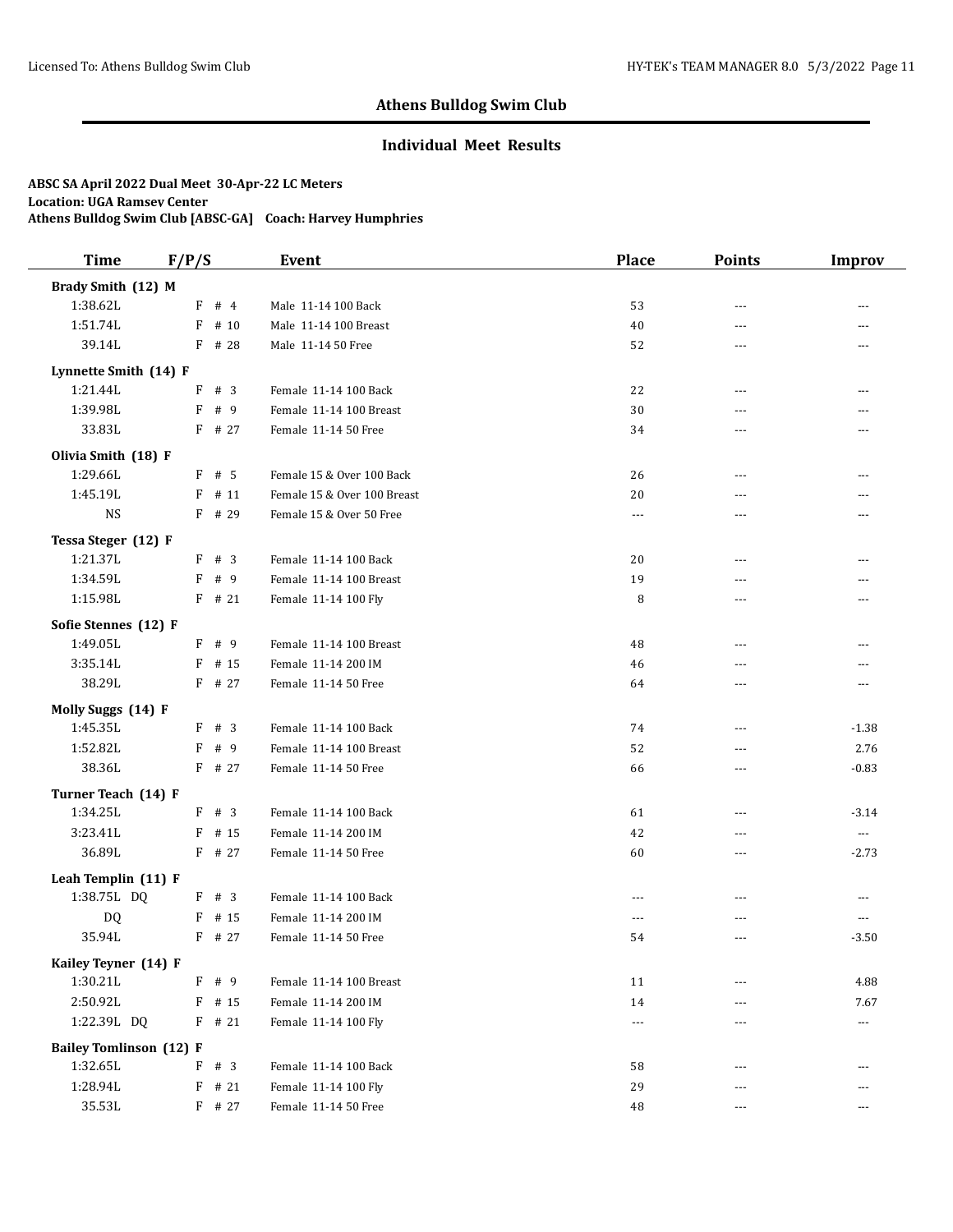## Athens Bulldog Swim Club

### Individual Meet Results

**ABSC SA April 2022 Dual Meet 30-Apr-22 LC Meters**
**Location: UGA Ramsey Center**
**Athens Bulldog Swim Club [ABSC-GA] Coach: Harvey Humphries**

| Time | F/P/S | Event | Place | Points | Improv |
|---|---|---|---|---|---|
| **Brady Smith (12) M** | | | | | |
| 1:38.62L | F # 4 | Male 11-14 100 Back | 53 | --- | --- |
| 1:51.74L | F # 10 | Male 11-14 100 Breast | 40 | --- | --- |
| 39.14L | F # 28 | Male 11-14 50 Free | 52 | --- | --- |
| **Lynnette Smith (14) F** | | | | | |
| 1:21.44L | F # 3 | Female 11-14 100 Back | 22 | --- | --- |
| 1:39.98L | F # 9 | Female 11-14 100 Breast | 30 | --- | --- |
| 33.83L | F # 27 | Female 11-14 50 Free | 34 | --- | --- |
| **Olivia Smith (18) F** | | | | | |
| 1:29.66L | F # 5 | Female 15 & Over 100 Back | 26 | --- | --- |
| 1:45.19L | F # 11 | Female 15 & Over 100 Breast | 20 | --- | --- |
| NS | F # 29 | Female 15 & Over 50 Free | --- | --- | --- |
| **Tessa Steger (12) F** | | | | | |
| 1:21.37L | F # 3 | Female 11-14 100 Back | 20 | --- | --- |
| 1:34.59L | F # 9 | Female 11-14 100 Breast | 19 | --- | --- |
| 1:15.98L | F # 21 | Female 11-14 100 Fly | 8 | --- | --- |
| **Sofie Stennes (12) F** | | | | | |
| 1:49.05L | F # 9 | Female 11-14 100 Breast | 48 | --- | --- |
| 3:35.14L | F # 15 | Female 11-14 200 IM | 46 | --- | --- |
| 38.29L | F # 27 | Female 11-14 50 Free | 64 | --- | --- |
| **Molly Suggs (14) F** | | | | | |
| 1:45.35L | F # 3 | Female 11-14 100 Back | 74 | --- | -1.38 |
| 1:52.82L | F # 9 | Female 11-14 100 Breast | 52 | --- | 2.76 |
| 38.36L | F # 27 | Female 11-14 50 Free | 66 | --- | -0.83 |
| **Turner Teach (14) F** | | | | | |
| 1:34.25L | F # 3 | Female 11-14 100 Back | 61 | --- | -3.14 |
| 3:23.41L | F # 15 | Female 11-14 200 IM | 42 | --- | --- |
| 36.89L | F # 27 | Female 11-14 50 Free | 60 | --- | -2.73 |
| **Leah Templin (11) F** | | | | | |
| 1:38.75L DQ | F # 3 | Female 11-14 100 Back | --- | --- | --- |
| DQ | F # 15 | Female 11-14 200 IM | --- | --- | --- |
| 35.94L | F # 27 | Female 11-14 50 Free | 54 | --- | -3.50 |
| **Kailey Teyner (14) F** | | | | | |
| 1:30.21L | F # 9 | Female 11-14 100 Breast | 11 | --- | 4.88 |
| 2:50.92L | F # 15 | Female 11-14 200 IM | 14 | --- | 7.67 |
| 1:22.39L DQ | F # 21 | Female 11-14 100 Fly | --- | --- | --- |
| **Bailey Tomlinson (12) F** | | | | | |
| 1:32.65L | F # 3 | Female 11-14 100 Back | 58 | --- | --- |
| 1:28.94L | F # 21 | Female 11-14 100 Fly | 29 | --- | --- |
| 35.53L | F # 27 | Female 11-14 50 Free | 48 | --- | --- |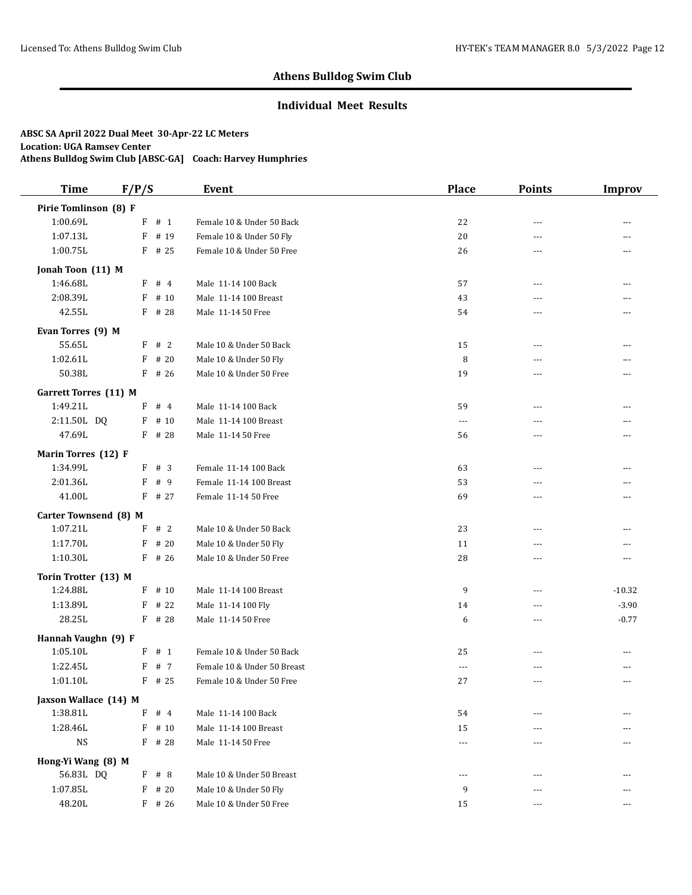## Athens Bulldog Swim Club

### Individual Meet Results

**ABSC SA April 2022 Dual Meet 30-Apr-22 LC Meters**
**Location: UGA Ramsey Center**
**Athens Bulldog Swim Club [ABSC-GA] Coach: Harvey Humphries**

| Time | F/P/S | Event | Place | Points | Improv |
|---|---|---|---|---|---|
| **Pirie Tomlinson (8) F** | | | | | |
| 1:00.69L | F # 1 | Female 10 & Under 50 Back | 22 | --- | --- |
| 1:07.13L | F # 19 | Female 10 & Under 50 Fly | 20 | --- | --- |
| 1:00.75L | F # 25 | Female 10 & Under 50 Free | 26 | --- | --- |
| **Jonah Toon (11) M** | | | | | |
| 1:46.68L | F # 4 | Male 11-14 100 Back | 57 | --- | --- |
| 2:08.39L | F # 10 | Male 11-14 100 Breast | 43 | --- | --- |
| 42.55L | F # 28 | Male 11-14 50 Free | 54 | --- | --- |
| **Evan Torres (9) M** | | | | | |
| 55.65L | F # 2 | Male 10 & Under 50 Back | 15 | --- | --- |
| 1:02.61L | F # 20 | Male 10 & Under 50 Fly | 8 | --- | --- |
| 50.38L | F # 26 | Male 10 & Under 50 Free | 19 | --- | --- |
| **Garrett Torres (11) M** | | | | | |
| 1:49.21L | F # 4 | Male 11-14 100 Back | 59 | --- | --- |
| 2:11.50L DQ | F # 10 | Male 11-14 100 Breast | --- | --- | --- |
| 47.69L | F # 28 | Male 11-14 50 Free | 56 | --- | --- |
| **Marin Torres (12) F** | | | | | |
| 1:34.99L | F # 3 | Female 11-14 100 Back | 63 | --- | --- |
| 2:01.36L | F # 9 | Female 11-14 100 Breast | 53 | --- | --- |
| 41.00L | F # 27 | Female 11-14 50 Free | 69 | --- | --- |
| **Carter Townsend (8) M** | | | | | |
| 1:07.21L | F # 2 | Male 10 & Under 50 Back | 23 | --- | --- |
| 1:17.70L | F # 20 | Male 10 & Under 50 Fly | 11 | --- | --- |
| 1:10.30L | F # 26 | Male 10 & Under 50 Free | 28 | --- | --- |
| **Torin Trotter (13) M** | | | | | |
| 1:24.88L | F # 10 | Male 11-14 100 Breast | 9 | --- | -10.32 |
| 1:13.89L | F # 22 | Male 11-14 100 Fly | 14 | --- | -3.90 |
| 28.25L | F # 28 | Male 11-14 50 Free | 6 | --- | -0.77 |
| **Hannah Vaughn (9) F** | | | | | |
| 1:05.10L | F # 1 | Female 10 & Under 50 Back | 25 | --- | --- |
| 1:22.45L | F # 7 | Female 10 & Under 50 Breast | --- | --- | --- |
| 1:01.10L | F # 25 | Female 10 & Under 50 Free | 27 | --- | --- |
| **Jaxson Wallace (14) M** | | | | | |
| 1:38.81L | F # 4 | Male 11-14 100 Back | 54 | --- | --- |
| 1:28.46L | F # 10 | Male 11-14 100 Breast | 15 | --- | --- |
| NS | F # 28 | Male 11-14 50 Free | --- | --- | --- |
| **Hong-Yi Wang (8) M** | | | | | |
| 56.83L DQ | F # 8 | Male 10 & Under 50 Breast | --- | --- | --- |
| 1:07.85L | F # 20 | Male 10 & Under 50 Fly | 9 | --- | --- |
| 48.20L | F # 26 | Male 10 & Under 50 Free | 15 | --- | --- |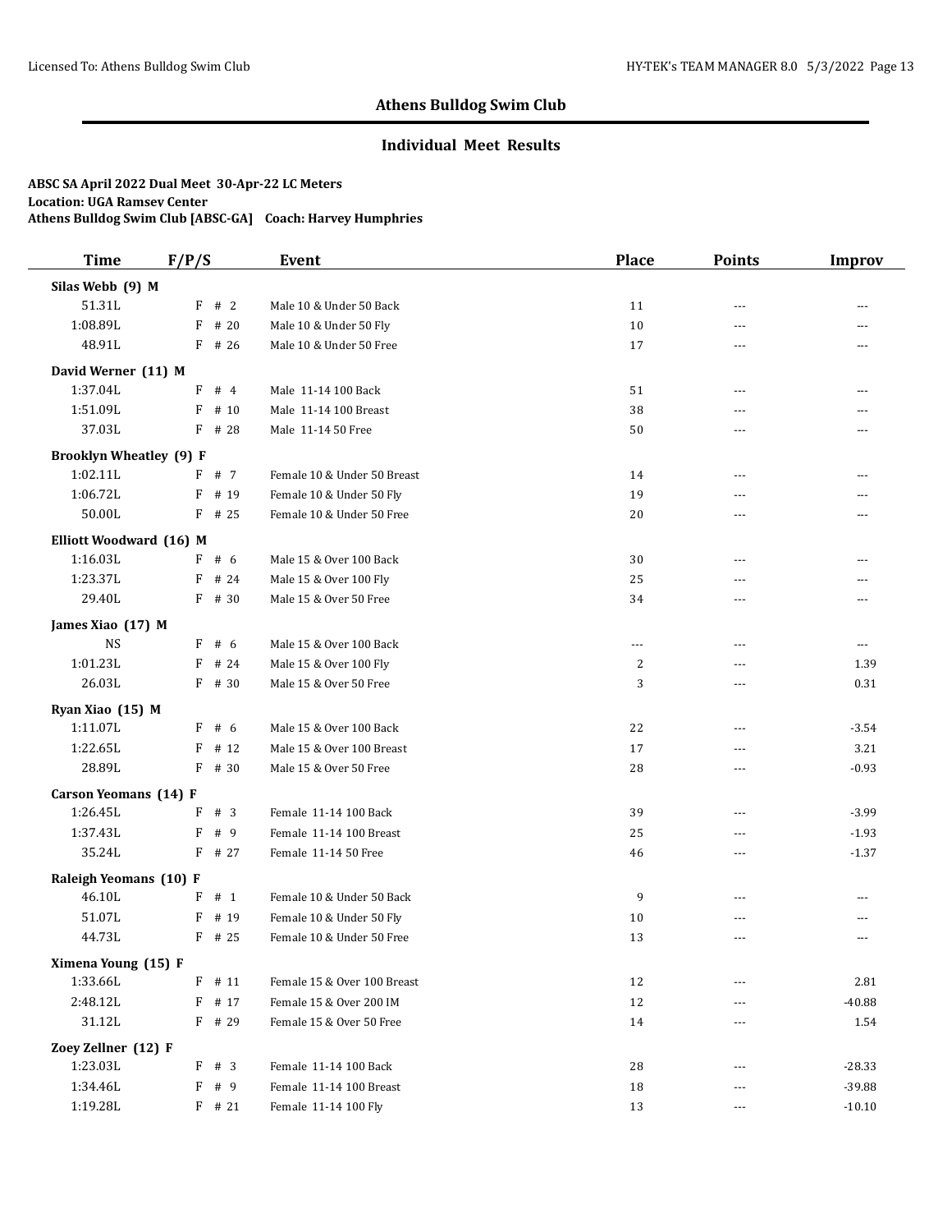## Athens Bulldog Swim Club

### Individual Meet Results

**ABSC SA April 2022 Dual Meet 30-Apr-22 LC Meters**
**Location: UGA Ramsey Center**
**Athens Bulldog Swim Club [ABSC-GA] Coach: Harvey Humphries**

| Time | F/P/S | Event | Place | Points | Improv |
|---|---|---|---|---|---|
| **Silas Webb (9) M** | | | | | |
| 51.31L | F # 2 | Male 10 & Under 50 Back | 11 | --- | --- |
| 1:08.89L | F # 20 | Male 10 & Under 50 Fly | 10 | --- | --- |
| 48.91L | F # 26 | Male 10 & Under 50 Free | 17 | --- | --- |
| **David Werner (11) M** | | | | | |
| 1:37.04L | F # 4 | Male 11-14 100 Back | 51 | --- | --- |
| 1:51.09L | F # 10 | Male 11-14 100 Breast | 38 | --- | --- |
| 37.03L | F # 28 | Male 11-14 50 Free | 50 | --- | --- |
| **Brooklyn Wheatley (9) F** | | | | | |
| 1:02.11L | F # 7 | Female 10 & Under 50 Breast | 14 | --- | --- |
| 1:06.72L | F # 19 | Female 10 & Under 50 Fly | 19 | --- | --- |
| 50.00L | F # 25 | Female 10 & Under 50 Free | 20 | --- | --- |
| **Elliott Woodward (16) M** | | | | | |
| 1:16.03L | F # 6 | Male 15 & Over 100 Back | 30 | --- | --- |
| 1:23.37L | F # 24 | Male 15 & Over 100 Fly | 25 | --- | --- |
| 29.40L | F # 30 | Male 15 & Over 50 Free | 34 | --- | --- |
| **James Xiao (17) M** | | | | | |
| NS | F # 6 | Male 15 & Over 100 Back | --- | --- | --- |
| 1:01.23L | F # 24 | Male 15 & Over 100 Fly | 2 | --- | 1.39 |
| 26.03L | F # 30 | Male 15 & Over 50 Free | 3 | --- | 0.31 |
| **Ryan Xiao (15) M** | | | | | |
| 1:11.07L | F # 6 | Male 15 & Over 100 Back | 22 | --- | -3.54 |
| 1:22.65L | F # 12 | Male 15 & Over 100 Breast | 17 | --- | 3.21 |
| 28.89L | F # 30 | Male 15 & Over 50 Free | 28 | --- | -0.93 |
| **Carson Yeomans (14) F** | | | | | |
| 1:26.45L | F # 3 | Female 11-14 100 Back | 39 | --- | -3.99 |
| 1:37.43L | F # 9 | Female 11-14 100 Breast | 25 | --- | -1.93 |
| 35.24L | F # 27 | Female 11-14 50 Free | 46 | --- | -1.37 |
| **Raleigh Yeomans (10) F** | | | | | |
| 46.10L | F # 1 | Female 10 & Under 50 Back | 9 | --- | --- |
| 51.07L | F # 19 | Female 10 & Under 50 Fly | 10 | --- | --- |
| 44.73L | F # 25 | Female 10 & Under 50 Free | 13 | --- | --- |
| **Ximena Young (15) F** | | | | | |
| 1:33.66L | F # 11 | Female 15 & Over 100 Breast | 12 | --- | 2.81 |
| 2:48.12L | F # 17 | Female 15 & Over 200 IM | 12 | --- | -40.88 |
| 31.12L | F # 29 | Female 15 & Over 50 Free | 14 | --- | 1.54 |
| **Zoey Zellner (12) F** | | | | | |
| 1:23.03L | F # 3 | Female 11-14 100 Back | 28 | --- | -28.33 |
| 1:34.46L | F # 9 | Female 11-14 100 Breast | 18 | --- | -39.88 |
| 1:19.28L | F # 21 | Female 11-14 100 Fly | 13 | --- | -10.10 |